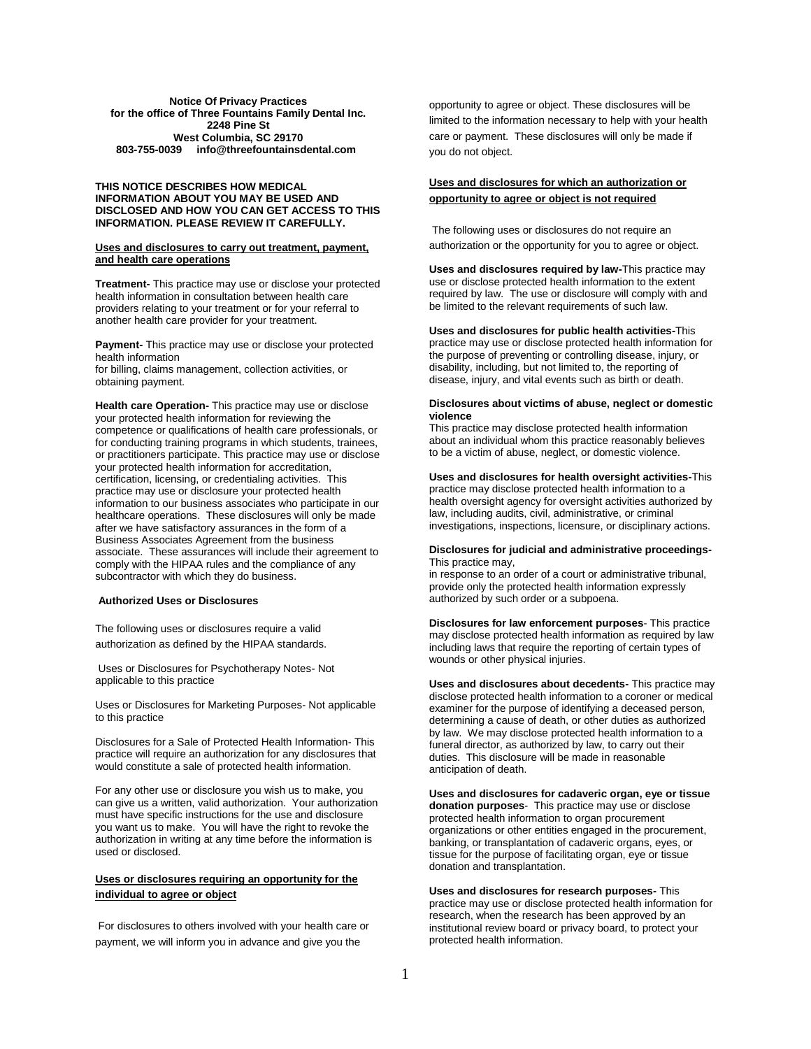**Notice Of Privacy Practices**
**for the office of Three Fountains Family Dental Inc.**
**2248 Pine St**
**West Columbia, SC 29170**
**803-755-0039 info@threefountainsdental.com**

**THIS NOTICE DESCRIBES HOW MEDICAL INFORMATION ABOUT YOU MAY BE USED AND DISCLOSED AND HOW YOU CAN GET ACCESS TO THIS INFORMATION. PLEASE REVIEW IT CAREFULLY.**

**<u>Uses and disclosures to carry out treatment, payment, and health care operations</u>**

**Treatment-** This practice may use or disclose your protected health information in consultation between health care providers relating to your treatment or for your referral to another health care provider for your treatment.

**Payment-** This practice may use or disclose your protected health information
for billing, claims management, collection activities, or obtaining payment.

**Health care Operation-** This practice may use or disclose your protected health information for reviewing the competence or qualifications of health care professionals, or for conducting training programs in which students, trainees, or practitioners participate. This practice may use or disclose your protected health information for accreditation, certification, licensing, or credentialing activities. This practice may use or disclosure your protected health information to our business associates who participate in our healthcare operations. These disclosures will only be made after we have satisfactory assurances in the form of a Business Associates Agreement from the business associate. These assurances will include their agreement to comply with the HIPAA rules and the compliance of any subcontractor with which they do business.

**Authorized Uses or Disclosures**

The following uses or disclosures require a valid authorization as defined by the HIPAA standards.

Uses or Disclosures for Psychotherapy Notes- Not applicable to this practice

Uses or Disclosures for Marketing Purposes- Not applicable to this practice

Disclosures for a Sale of Protected Health Information- This practice will require an authorization for any disclosures that would constitute a sale of protected health information.

For any other use or disclosure you wish us to make, you can give us a written, valid authorization. Your authorization must have specific instructions for the use and disclosure you want us to make. You will have the right to revoke the authorization in writing at any time before the information is used or disclosed.

**<u>Uses or disclosures requiring an opportunity for the individual to agree or object</u>**

For disclosures to others involved with your health care or payment, we will inform you in advance and give you the opportunity to agree or object. These disclosures will be limited to the information necessary to help with your health care or payment. These disclosures will only be made if you do not object.

**<u>Uses and disclosures for which an authorization or opportunity to agree or object is not required</u>**

The following uses or disclosures do not require an authorization or the opportunity for you to agree or object.

**Uses and disclosures required by law-**This practice may use or disclose protected health information to the extent required by law. The use or disclosure will comply with and be limited to the relevant requirements of such law.

**Uses and disclosures for public health activities-**This practice may use or disclose protected health information for the purpose of preventing or controlling disease, injury, or disability, including, but not limited to, the reporting of disease, injury, and vital events such as birth or death.

**Disclosures about victims of abuse, neglect or domestic violence**
This practice may disclose protected health information about an individual whom this practice reasonably believes to be a victim of abuse, neglect, or domestic violence.

**Uses and disclosures for health oversight activities-**This practice may disclose protected health information to a health oversight agency for oversight activities authorized by law, including audits, civil, administrative, or criminal investigations, inspections, licensure, or disciplinary actions.

**Disclosures for judicial and administrative proceedings-** This practice may,
in response to an order of a court or administrative tribunal, provide only the protected health information expressly authorized by such order or a subpoena.

**Disclosures for law enforcement purposes**- This practice may disclose protected health information as required by law including laws that require the reporting of certain types of wounds or other physical injuries.

**Uses and disclosures about decedents-** This practice may disclose protected health information to a coroner or medical examiner for the purpose of identifying a deceased person, determining a cause of death, or other duties as authorized by law. We may disclose protected health information to a funeral director, as authorized by law, to carry out their duties. This disclosure will be made in reasonable anticipation of death.

**Uses and disclosures for cadaveric organ, eye or tissue donation purposes**- This practice may use or disclose protected health information to organ procurement organizations or other entities engaged in the procurement, banking, or transplantation of cadaveric organs, eyes, or tissue for the purpose of facilitating organ, eye or tissue donation and transplantation.

**Uses and disclosures for research purposes-** This practice may use or disclose protected health information for research, when the research has been approved by an institutional review board or privacy board, to protect your protected health information.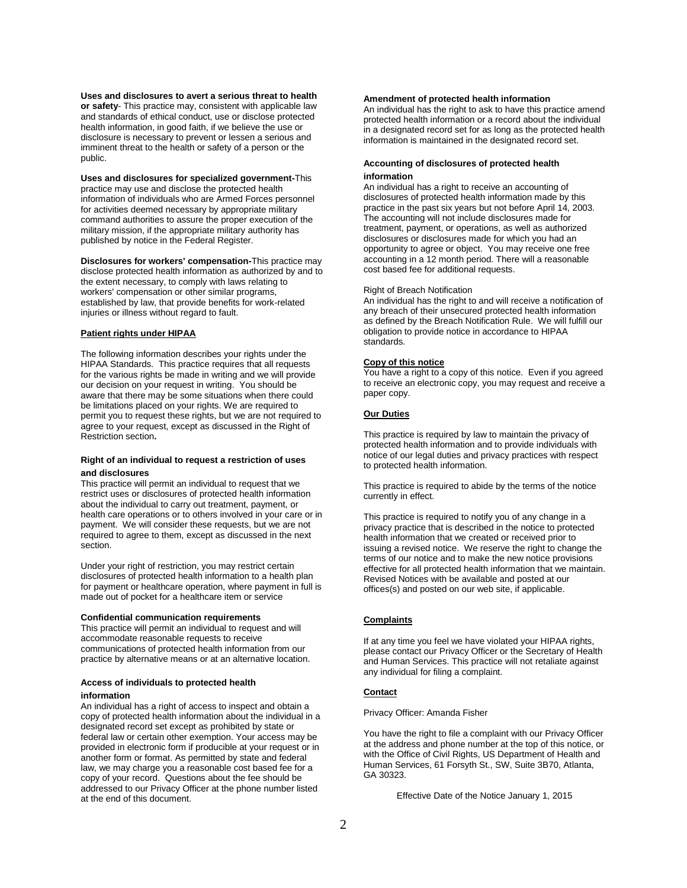**Uses and disclosures to avert a serious threat to health or safety**- This practice may, consistent with applicable law and standards of ethical conduct, use or disclose protected health information, in good faith, if we believe the use or disclosure is necessary to prevent or lessen a serious and imminent threat to the health or safety of a person or the public.

**Uses and disclosures for specialized government-**This practice may use and disclose the protected health information of individuals who are Armed Forces personnel for activities deemed necessary by appropriate military command authorities to assure the proper execution of the military mission, if the appropriate military authority has published by notice in the Federal Register.

**Disclosures for workers' compensation-**This practice may disclose protected health information as authorized by and to the extent necessary, to comply with laws relating to workers' compensation or other similar programs, established by law, that provide benefits for work-related injuries or illness without regard to fault.

## Patient rights under HIPAA

The following information describes your rights under the HIPAA Standards. This practice requires that all requests for the various rights be made in writing and we will provide our decision on your request in writing. You should be aware that there may be some situations when there could be limitations placed on your rights. We are required to permit you to request these rights, but we are not required to agree to your request, except as discussed in the Right of Restriction section**.**

### Right of an individual to request a restriction of uses and disclosures

This practice will permit an individual to request that we restrict uses or disclosures of protected health information about the individual to carry out treatment, payment, or health care operations or to others involved in your care or in payment. We will consider these requests, but we are not required to agree to them, except as discussed in the next section.

Under your right of restriction, you may restrict certain disclosures of protected health information to a health plan for payment or healthcare operation, where payment in full is made out of pocket for a healthcare item or service

### Confidential communication requirements

This practice will permit an individual to request and will accommodate reasonable requests to receive communications of protected health information from our practice by alternative means or at an alternative location.

### Access of individuals to protected health information

An individual has a right of access to inspect and obtain a copy of protected health information about the individual in a designated record set except as prohibited by state or federal law or certain other exemption. Your access may be provided in electronic form if producible at your request or in another form or format. As permitted by state and federal law, we may charge you a reasonable cost based fee for a copy of your record. Questions about the fee should be addressed to our Privacy Officer at the phone number listed at the end of this document.

### Amendment of protected health information

An individual has the right to ask to have this practice amend protected health information or a record about the individual in a designated record set for as long as the protected health information is maintained in the designated record set.

### Accounting of disclosures of protected health information

An individual has a right to receive an accounting of disclosures of protected health information made by this practice in the past six years but not before April 14, 2003. The accounting will not include disclosures made for treatment, payment, or operations, as well as authorized disclosures or disclosures made for which you had an opportunity to agree or object. You may receive one free accounting in a 12 month period. There will a reasonable cost based fee for additional requests.

Right of Breach Notification

An individual has the right to and will receive a notification of any breach of their unsecured protected health information as defined by the Breach Notification Rule. We will fulfill our obligation to provide notice in accordance to HIPAA standards.

## Copy of this notice

You have a right to a copy of this notice. Even if you agreed to receive an electronic copy, you may request and receive a paper copy.

## Our Duties

This practice is required by law to maintain the privacy of protected health information and to provide individuals with notice of our legal duties and privacy practices with respect to protected health information.

This practice is required to abide by the terms of the notice currently in effect.

This practice is required to notify you of any change in a privacy practice that is described in the notice to protected health information that we created or received prior to issuing a revised notice. We reserve the right to change the terms of our notice and to make the new notice provisions effective for all protected health information that we maintain. Revised Notices with be available and posted at our offices(s) and posted on our web site, if applicable.

## Complaints

If at any time you feel we have violated your HIPAA rights, please contact our Privacy Officer or the Secretary of Health and Human Services. This practice will not retaliate against any individual for filing a complaint.

## Contact

Privacy Officer: Amanda Fisher

You have the right to file a complaint with our Privacy Officer at the address and phone number at the top of this notice, or with the Office of Civil Rights, US Department of Health and Human Services, 61 Forsyth St., SW, Suite 3B70, Atlanta, GA 30323.

Effective Date of the Notice January 1, 2015